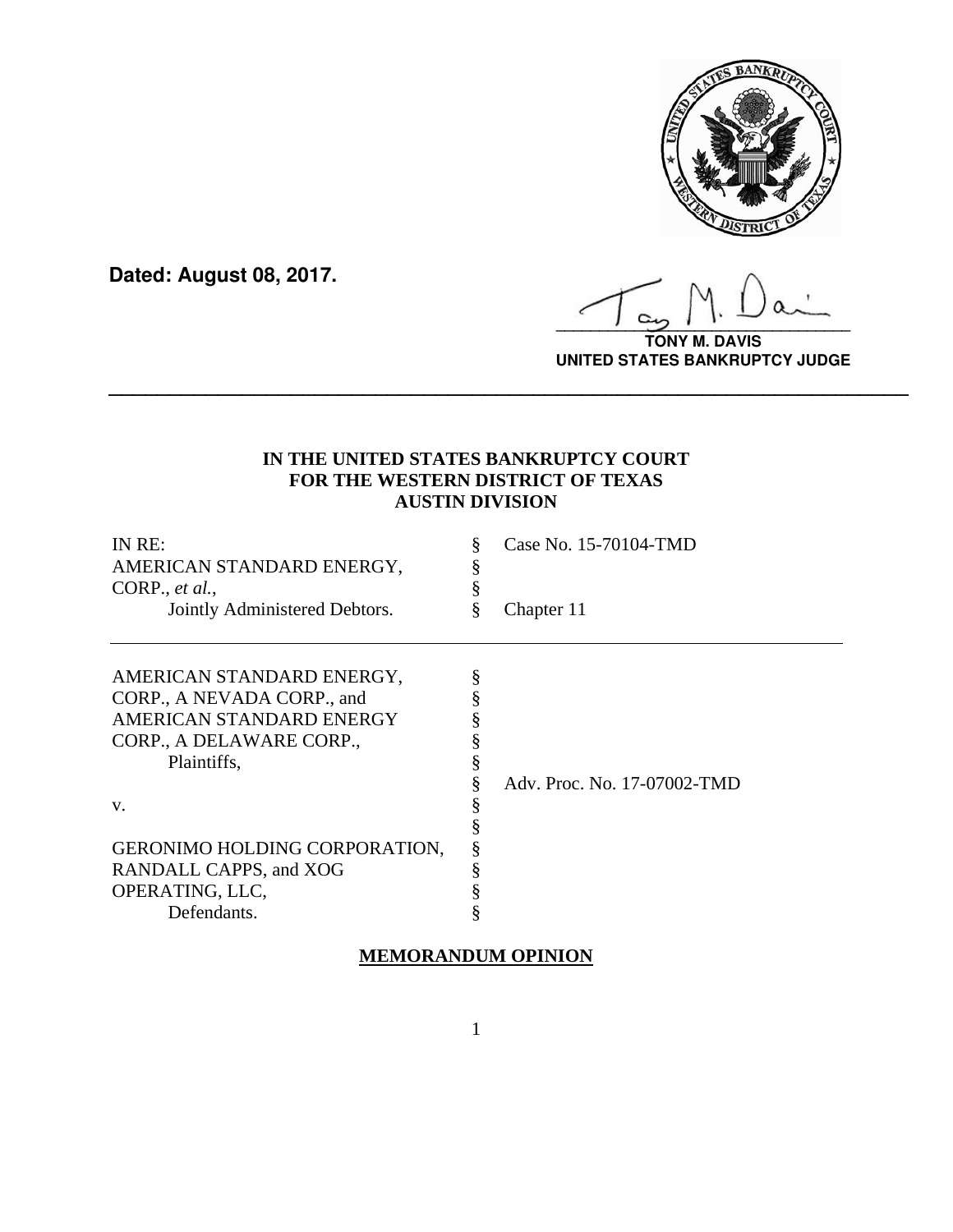**Dated: August 08, 2017.**

**TONY M. DAVIS**
**UNITED STATES BANKRUPTCY JUDGE**

---

**IN THE UNITED STATES BANKRUPTCY COURT**
**FOR THE WESTERN DISTRICT OF TEXAS**
**AUSTIN DIVISION**

| | | |
|---|---|---|
| IN RE: | § | Case No. 15-70104-TMD |
| AMERICAN STANDARD ENERGY, | § | |
| CORP., *et al.*, | § | |
| Jointly Administered Debtors. | § | Chapter 11 |

| | | |
|---|---|---|
| AMERICAN STANDARD ENERGY, | § | |
| CORP., A NEVADA CORP., and | § | |
| AMERICAN STANDARD ENERGY | § | |
| CORP., A DELAWARE CORP., | § | |
| Plaintiffs, | § | |
| | § | Adv. Proc. No. 17-07002-TMD |
| v. | § | |
| | § | |
| GERONIMO HOLDING CORPORATION, | § | |
| RANDALL CAPPS, and XOG | § | |
| OPERATING, LLC, | § | |
| Defendants. | § | |

**MEMORANDUM OPINION**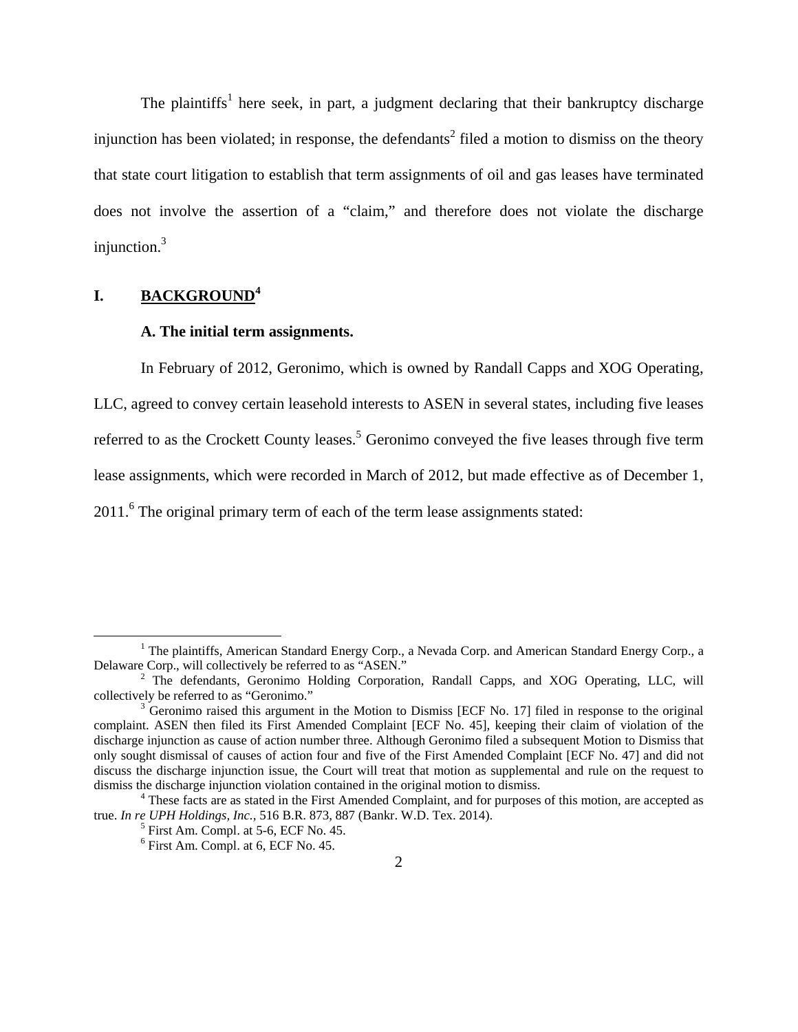The plaintiffs[1] here seek, in part, a judgment declaring that their bankruptcy discharge injunction has been violated; in response, the defendants[2] filed a motion to dismiss on the theory that state court litigation to establish that term assignments of oil and gas leases have terminated does not involve the assertion of a "claim," and therefore does not violate the discharge injunction.[3]

# I. BACKGROUND[4]

### A. The initial term assignments.

In February of 2012, Geronimo, which is owned by Randall Capps and XOG Operating, LLC, agreed to convey certain leasehold interests to ASEN in several states, including five leases referred to as the Crockett County leases.[5] Geronimo conveyed the five leases through five term lease assignments, which were recorded in March of 2012, but made effective as of December 1, 2011.[6] The original primary term of each of the term lease assignments stated:

---

[1] The plaintiffs, American Standard Energy Corp., a Nevada Corp. and American Standard Energy Corp., a Delaware Corp., will collectively be referred to as "ASEN."

[2] The defendants, Geronimo Holding Corporation, Randall Capps, and XOG Operating, LLC, will collectively be referred to as "Geronimo."

[3] Geronimo raised this argument in the Motion to Dismiss [ECF No. 17] filed in response to the original complaint. ASEN then filed its First Amended Complaint [ECF No. 45], keeping their claim of violation of the discharge injunction as cause of action number three. Although Geronimo filed a subsequent Motion to Dismiss that only sought dismissal of causes of action four and five of the First Amended Complaint [ECF No. 47] and did not discuss the discharge injunction issue, the Court will treat that motion as supplemental and rule on the request to dismiss the discharge injunction violation contained in the original motion to dismiss.

[4] These facts are as stated in the First Amended Complaint, and for purposes of this motion, are accepted as true. *In re UPH Holdings, Inc.*, 516 B.R. 873, 887 (Bankr. W.D. Tex. 2014).

[5] First Am. Compl. at 5-6, ECF No. 45.

[6] First Am. Compl. at 6, ECF No. 45.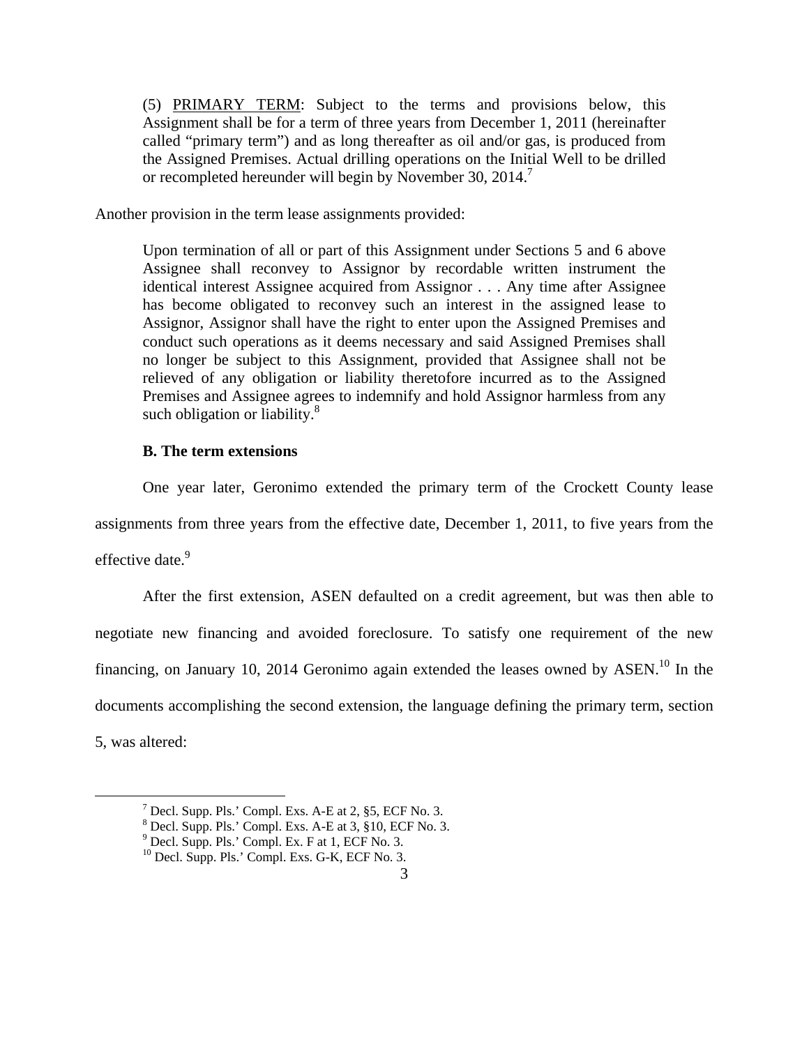> (5) <u>PRIMARY TERM</u>: Subject to the terms and provisions below, this Assignment shall be for a term of three years from December 1, 2011 (hereinafter called "primary term") and as long thereafter as oil and/or gas, is produced from the Assigned Premises. Actual drilling operations on the Initial Well to be drilled or recompleted hereunder will begin by November 30, 2014.[7]

Another provision in the term lease assignments provided:

> Upon termination of all or part of this Assignment under Sections 5 and 6 above Assignee shall reconvey to Assignor by recordable written instrument the identical interest Assignee acquired from Assignor . . . Any time after Assignee has become obligated to reconvey such an interest in the assigned lease to Assignor, Assignor shall have the right to enter upon the Assigned Premises and conduct such operations as it deems necessary and said Assigned Premises shall no longer be subject to this Assignment, provided that Assignee shall not be relieved of any obligation or liability theretofore incurred as to the Assigned Premises and Assignee agrees to indemnify and hold Assignor harmless from any such obligation or liability.[8]

**B. The term extensions**

One year later, Geronimo extended the primary term of the Crockett County lease assignments from three years from the effective date, December 1, 2011, to five years from the effective date.[9]

After the first extension, ASEN defaulted on a credit agreement, but was then able to negotiate new financing and avoided foreclosure. To satisfy one requirement of the new financing, on January 10, 2014 Geronimo again extended the leases owned by ASEN.[10] In the documents accomplishing the second extension, the language defining the primary term, section 5, was altered:

---

[7] Decl. Supp. Pls.' Compl. Exs. A-E at 2, §5, ECF No. 3.

[8] Decl. Supp. Pls.' Compl. Exs. A-E at 3, §10, ECF No. 3.

[9] Decl. Supp. Pls.' Compl. Ex. F at 1, ECF No. 3.

[10] Decl. Supp. Pls.' Compl. Exs. G-K, ECF No. 3.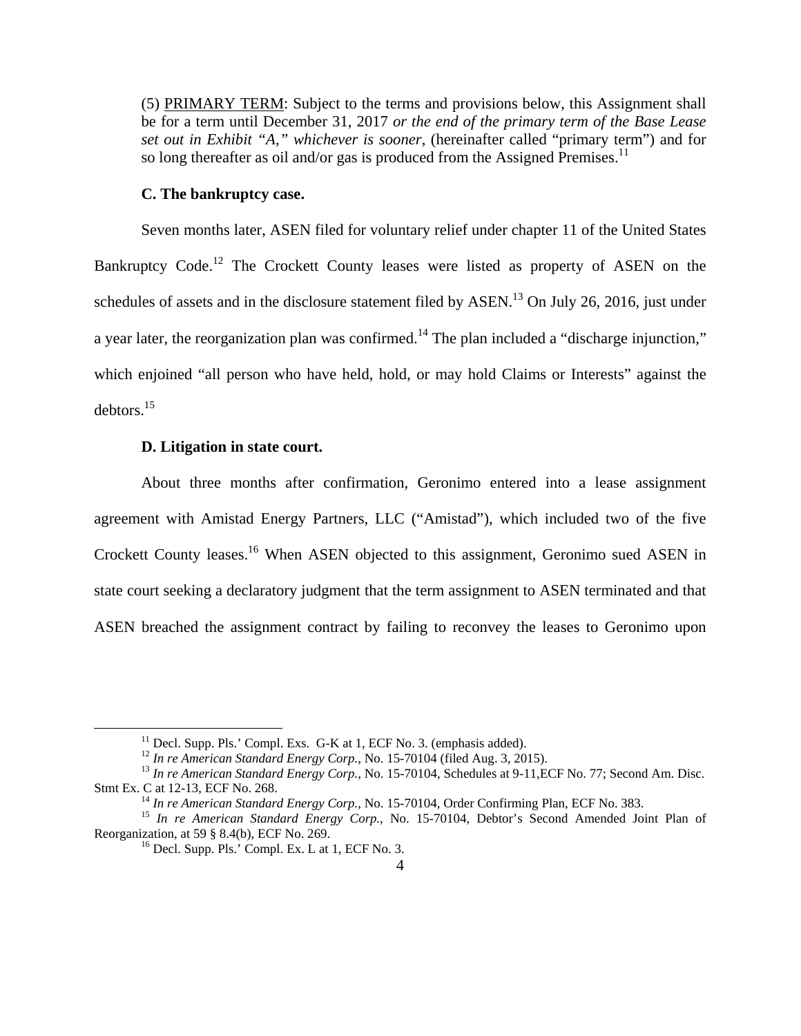> (5) PRIMARY TERM: Subject to the terms and provisions below, this Assignment shall be for a term until December 31, 2017 *or the end of the primary term of the Base Lease set out in Exhibit "A," whichever is sooner*, (hereinafter called "primary term") and for so long thereafter as oil and/or gas is produced from the Assigned Premises.[11]

**C. The bankruptcy case.**

Seven months later, ASEN filed for voluntary relief under chapter 11 of the United States Bankruptcy Code.[12] The Crockett County leases were listed as property of ASEN on the schedules of assets and in the disclosure statement filed by ASEN.[13] On July 26, 2016, just under a year later, the reorganization plan was confirmed.[14] The plan included a "discharge injunction," which enjoined "all person who have held, hold, or may hold Claims or Interests" against the debtors.[15]

**D. Litigation in state court.**

About three months after confirmation, Geronimo entered into a lease assignment agreement with Amistad Energy Partners, LLC ("Amistad"), which included two of the five Crockett County leases.[16] When ASEN objected to this assignment, Geronimo sued ASEN in state court seeking a declaratory judgment that the term assignment to ASEN terminated and that ASEN breached the assignment contract by failing to reconvey the leases to Geronimo upon

---

[11] Decl. Supp. Pls.' Compl. Exs. G-K at 1, ECF No. 3. (emphasis added).

[12] *In re American Standard Energy Corp.*, No. 15-70104 (filed Aug. 3, 2015).

[13] *In re American Standard Energy Corp.*, No. 15-70104, Schedules at 9-11,ECF No. 77; Second Am. Disc. Stmt Ex. C at 12-13, ECF No. 268.

[14] *In re American Standard Energy Corp.*, No. 15-70104, Order Confirming Plan, ECF No. 383.

[15] *In re American Standard Energy Corp.*, No. 15-70104, Debtor's Second Amended Joint Plan of Reorganization, at 59 § 8.4(b), ECF No. 269.

[16] Decl. Supp. Pls.' Compl. Ex. L at 1, ECF No. 3.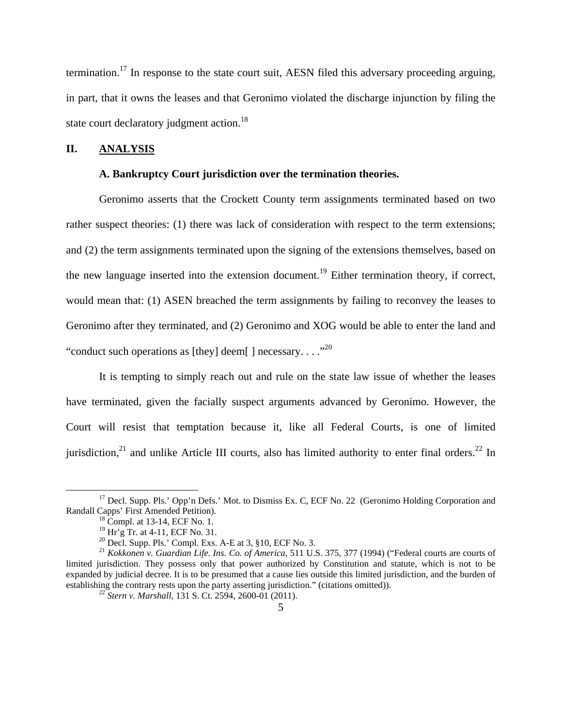termination.[17] In response to the state court suit, AESN filed this adversary proceeding arguing, in part, that it owns the leases and that Geronimo violated the discharge injunction by filing the state court declaratory judgment action.[18]

## II. ANALYSIS

### A. Bankruptcy Court jurisdiction over the termination theories.

Geronimo asserts that the Crockett County term assignments terminated based on two rather suspect theories: (1) there was lack of consideration with respect to the term extensions; and (2) the term assignments terminated upon the signing of the extensions themselves, based on the new language inserted into the extension document.[19] Either termination theory, if correct, would mean that: (1) ASEN breached the term assignments by failing to reconvey the leases to Geronimo after they terminated, and (2) Geronimo and XOG would be able to enter the land and "conduct such operations as [they] deem[ ] necessary. . . ."[20]

It is tempting to simply reach out and rule on the state law issue of whether the leases have terminated, given the facially suspect arguments advanced by Geronimo. However, the Court will resist that temptation because it, like all Federal Courts, is one of limited jurisdiction,[21] and unlike Article III courts, also has limited authority to enter final orders.[22] In

---

[17] Decl. Supp. Pls.' Opp'n Defs.' Mot. to Dismiss Ex. C, ECF No. 22 (Geronimo Holding Corporation and Randall Capps' First Amended Petition).

[18] Compl. at 13-14, ECF No. 1.

[19] Hr'g Tr. at 4-11, ECF No. 31.

[20] Decl. Supp. Pls.' Compl. Exs. A-E at 3, §10, ECF No. 3.

[21] *Kokkonen v. Guardian Life. Ins. Co. of America*, 511 U.S. 375, 377 (1994) ("Federal courts are courts of limited jurisdiction. They possess only that power authorized by Constitution and statute, which is not to be expanded by judicial decree. It is to be presumed that a cause lies outside this limited jurisdiction, and the burden of establishing the contrary rests upon the party asserting jurisdiction." (citations omitted)).

[22] *Stern v. Marshall*, 131 S. Ct. 2594, 2600-01 (2011).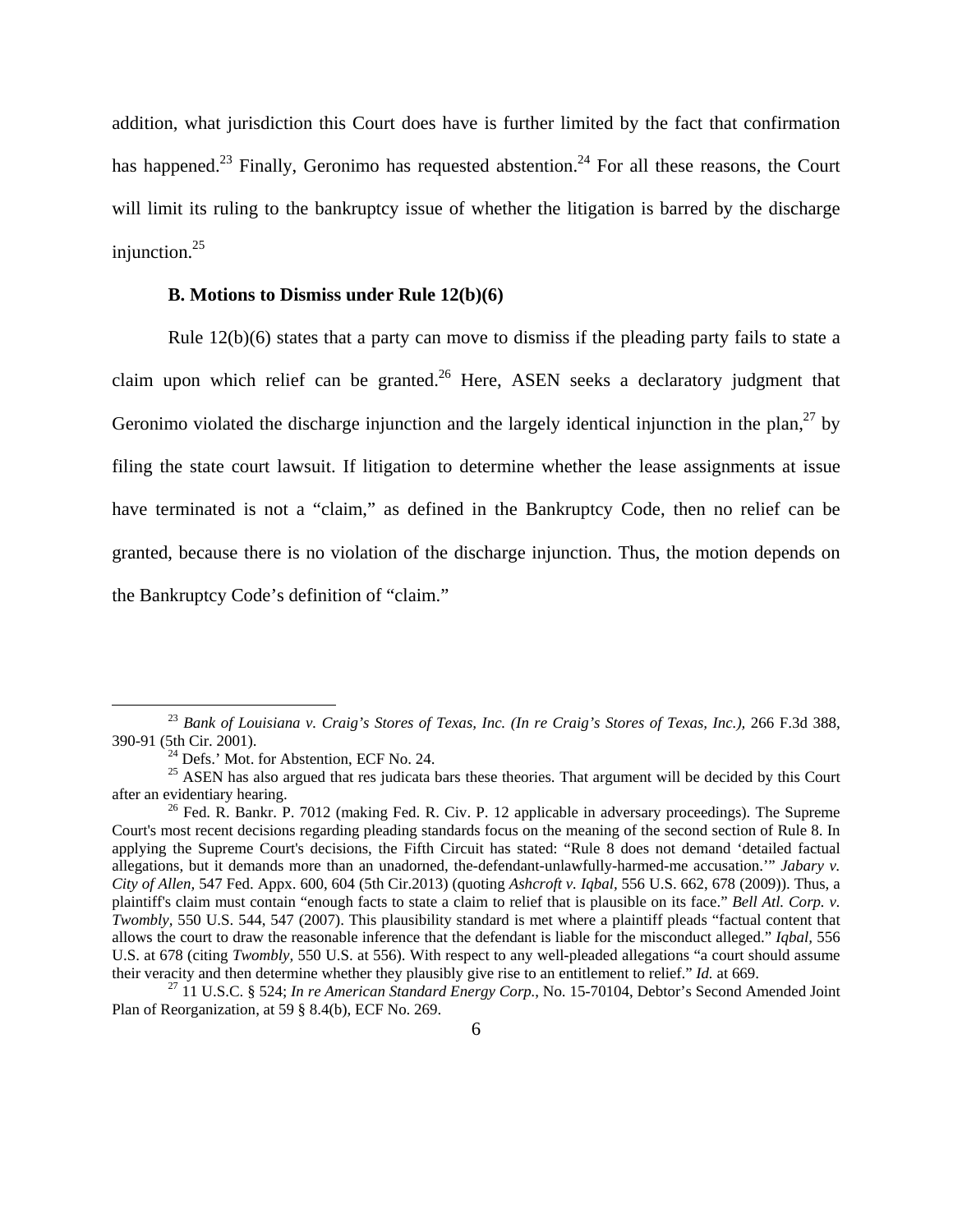addition, what jurisdiction this Court does have is further limited by the fact that confirmation has happened.[23] Finally, Geronimo has requested abstention.[24] For all these reasons, the Court will limit its ruling to the bankruptcy issue of whether the litigation is barred by the discharge injunction.[25]

**B. Motions to Dismiss under Rule 12(b)(6)**

Rule 12(b)(6) states that a party can move to dismiss if the pleading party fails to state a claim upon which relief can be granted.[26] Here, ASEN seeks a declaratory judgment that Geronimo violated the discharge injunction and the largely identical injunction in the plan,[27] by filing the state court lawsuit. If litigation to determine whether the lease assignments at issue have terminated is not a "claim," as defined in the Bankruptcy Code, then no relief can be granted, because there is no violation of the discharge injunction. Thus, the motion depends on the Bankruptcy Code's definition of "claim."

---

[23] *Bank of Louisiana v. Craig's Stores of Texas, Inc. (In re Craig's Stores of Texas, Inc.),* 266 F.3d 388, 390-91 (5th Cir. 2001).

[24] Defs.' Mot. for Abstention, ECF No. 24.

[25] ASEN has also argued that res judicata bars these theories. That argument will be decided by this Court after an evidentiary hearing.

[26] Fed. R. Bankr. P. 7012 (making Fed. R. Civ. P. 12 applicable in adversary proceedings). The Supreme Court's most recent decisions regarding pleading standards focus on the meaning of the second section of Rule 8. In applying the Supreme Court's decisions, the Fifth Circuit has stated: "Rule 8 does not demand 'detailed factual allegations, but it demands more than an unadorned, the-defendant-unlawfully-harmed-me accusation.'" *Jabary v. City of Allen,* 547 Fed. Appx. 600, 604 (5th Cir.2013) (quoting *Ashcroft v. Iqbal,* 556 U.S. 662, 678 (2009)). Thus, a plaintiff's claim must contain "enough facts to state a claim to relief that is plausible on its face." *Bell Atl. Corp. v. Twombly,* 550 U.S. 544, 547 (2007). This plausibility standard is met where a plaintiff pleads "factual content that allows the court to draw the reasonable inference that the defendant is liable for the misconduct alleged." *Iqbal,* 556 U.S. at 678 (citing *Twombly,* 550 U.S. at 556). With respect to any well-pleaded allegations "a court should assume their veracity and then determine whether they plausibly give rise to an entitlement to relief." *Id.* at 669.

[27] 11 U.S.C. § 524; *In re American Standard Energy Corp.*, No. 15-70104, Debtor's Second Amended Joint Plan of Reorganization, at 59 § 8.4(b), ECF No. 269.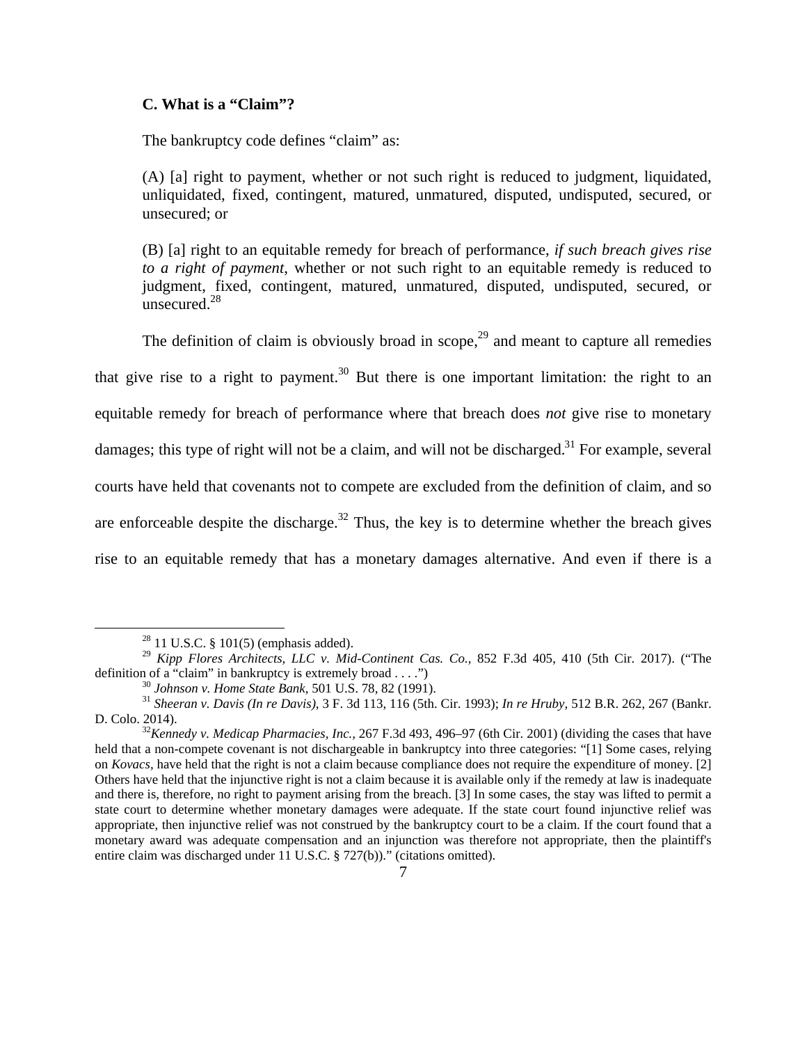### C. What is a "Claim"?

The bankruptcy code defines "claim" as:

> (A) [a] right to payment, whether or not such right is reduced to judgment, liquidated, unliquidated, fixed, contingent, matured, unmatured, disputed, undisputed, secured, or unsecured; or
>
> (B) [a] right to an equitable remedy for breach of performance, *if such breach gives rise to a right of payment*, whether or not such right to an equitable remedy is reduced to judgment, fixed, contingent, matured, unmatured, disputed, undisputed, secured, or unsecured.[28]

The definition of claim is obviously broad in scope,[29] and meant to capture all remedies that give rise to a right to payment.[30] But there is one important limitation: the right to an equitable remedy for breach of performance where that breach does *not* give rise to monetary damages; this type of right will not be a claim, and will not be discharged.[31] For example, several courts have held that covenants not to compete are excluded from the definition of claim, and so are enforceable despite the discharge.[32] Thus, the key is to determine whether the breach gives rise to an equitable remedy that has a monetary damages alternative. And even if there is a

---

[28] 11 U.S.C. § 101(5) (emphasis added).

[29] *Kipp Flores Architects, LLC v. Mid-Continent Cas. Co.,* 852 F.3d 405, 410 (5th Cir. 2017). ("The definition of a "claim" in bankruptcy is extremely broad . . . .")

[30] *Johnson v. Home State Bank*, 501 U.S. 78, 82 (1991).

[31] *Sheeran v. Davis (In re Davis),* 3 F. 3d 113, 116 (5th. Cir. 1993); *In re Hruby,* 512 B.R. 262, 267 (Bankr. D. Colo. 2014).

[32] *Kennedy v. Medicap Pharmacies, Inc.,* 267 F.3d 493, 496–97 (6th Cir. 2001) (dividing the cases that have held that a non-compete covenant is not dischargeable in bankruptcy into three categories: "[1] Some cases, relying on *Kovacs,* have held that the right is not a claim because compliance does not require the expenditure of money. [2] Others have held that the injunctive right is not a claim because it is available only if the remedy at law is inadequate and there is, therefore, no right to payment arising from the breach. [3] In some cases, the stay was lifted to permit a state court to determine whether monetary damages were adequate. If the state court found injunctive relief was appropriate, then injunctive relief was not construed by the bankruptcy court to be a claim. If the court found that a monetary award was adequate compensation and an injunction was therefore not appropriate, then the plaintiff's entire claim was discharged under 11 U.S.C. § 727(b))." (citations omitted).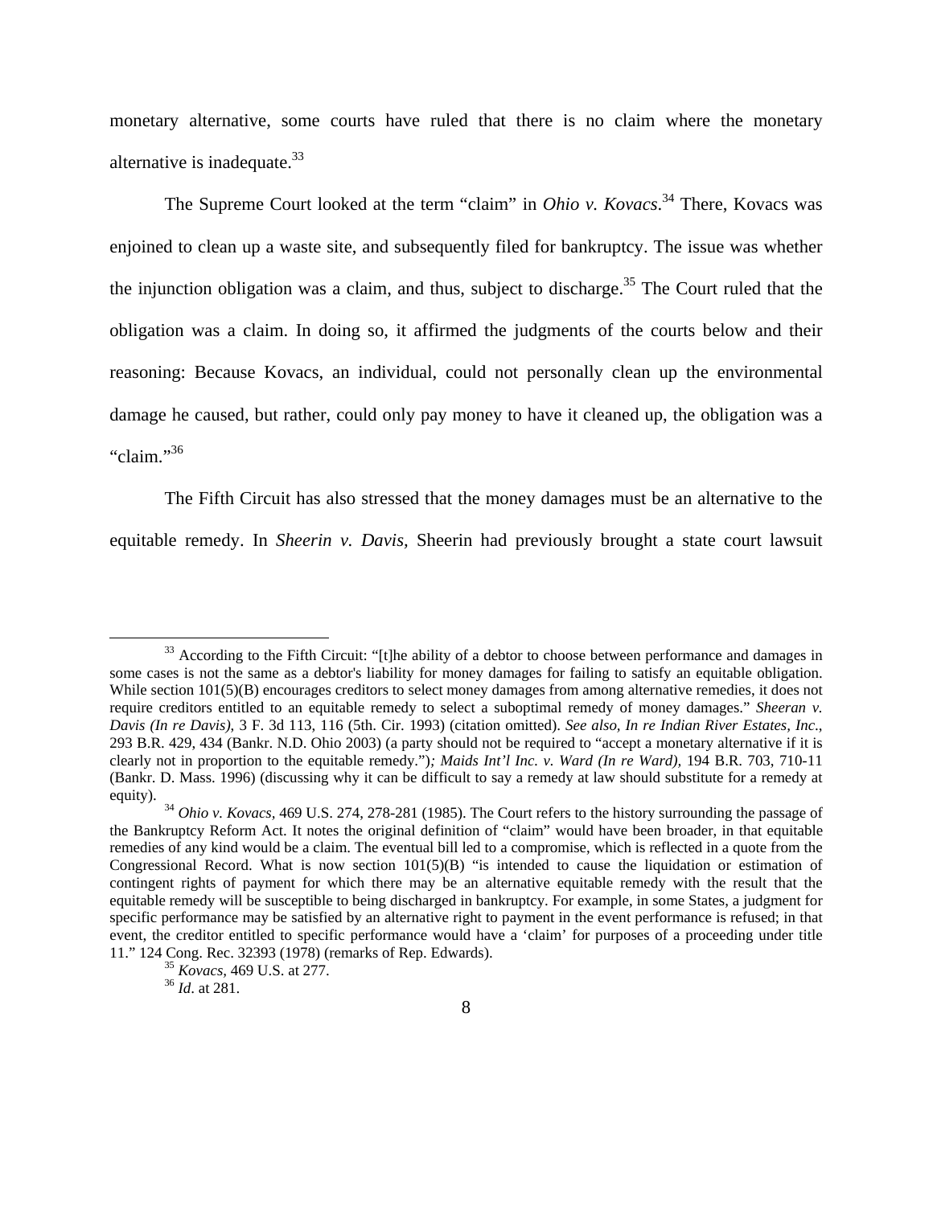monetary alternative, some courts have ruled that there is no claim where the monetary alternative is inadequate.[33]

The Supreme Court looked at the term "claim" in *Ohio v. Kovacs*.[34] There, Kovacs was enjoined to clean up a waste site, and subsequently filed for bankruptcy. The issue was whether the injunction obligation was a claim, and thus, subject to discharge.[35] The Court ruled that the obligation was a claim. In doing so, it affirmed the judgments of the courts below and their reasoning: Because Kovacs, an individual, could not personally clean up the environmental damage he caused, but rather, could only pay money to have it cleaned up, the obligation was a "claim."[36]

The Fifth Circuit has also stressed that the money damages must be an alternative to the equitable remedy. In *Sheerin v. Davis,* Sheerin had previously brought a state court lawsuit

---

[33] According to the Fifth Circuit: "[t]he ability of a debtor to choose between performance and damages in some cases is not the same as a debtor's liability for money damages for failing to satisfy an equitable obligation. While section 101(5)(B) encourages creditors to select money damages from among alternative remedies, it does not require creditors entitled to an equitable remedy to select a suboptimal remedy of money damages." *Sheeran v. Davis (In re Davis),* 3 F. 3d 113, 116 (5th. Cir. 1993) (citation omitted). *See also, In re Indian River Estates, Inc.,* 293 B.R. 429, 434 (Bankr. N.D. Ohio 2003) (a party should not be required to "accept a monetary alternative if it is clearly not in proportion to the equitable remedy."); *Maids Int'l Inc. v. Ward (In re Ward),* 194 B.R. 703, 710-11 (Bankr. D. Mass. 1996) (discussing why it can be difficult to say a remedy at law should substitute for a remedy at equity).

[34] *Ohio v. Kovacs,* 469 U.S. 274, 278-281 (1985). The Court refers to the history surrounding the passage of the Bankruptcy Reform Act. It notes the original definition of "claim" would have been broader, in that equitable remedies of any kind would be a claim. The eventual bill led to a compromise, which is reflected in a quote from the Congressional Record. What is now section 101(5)(B) "is intended to cause the liquidation or estimation of contingent rights of payment for which there may be an alternative equitable remedy with the result that the equitable remedy will be susceptible to being discharged in bankruptcy. For example, in some States, a judgment for specific performance may be satisfied by an alternative right to payment in the event performance is refused; in that event, the creditor entitled to specific performance would have a 'claim' for purposes of a proceeding under title 11." 124 Cong. Rec. 32393 (1978) (remarks of Rep. Edwards).

[35] *Kovacs,* 469 U.S. at 277.

[36] *Id*. at 281.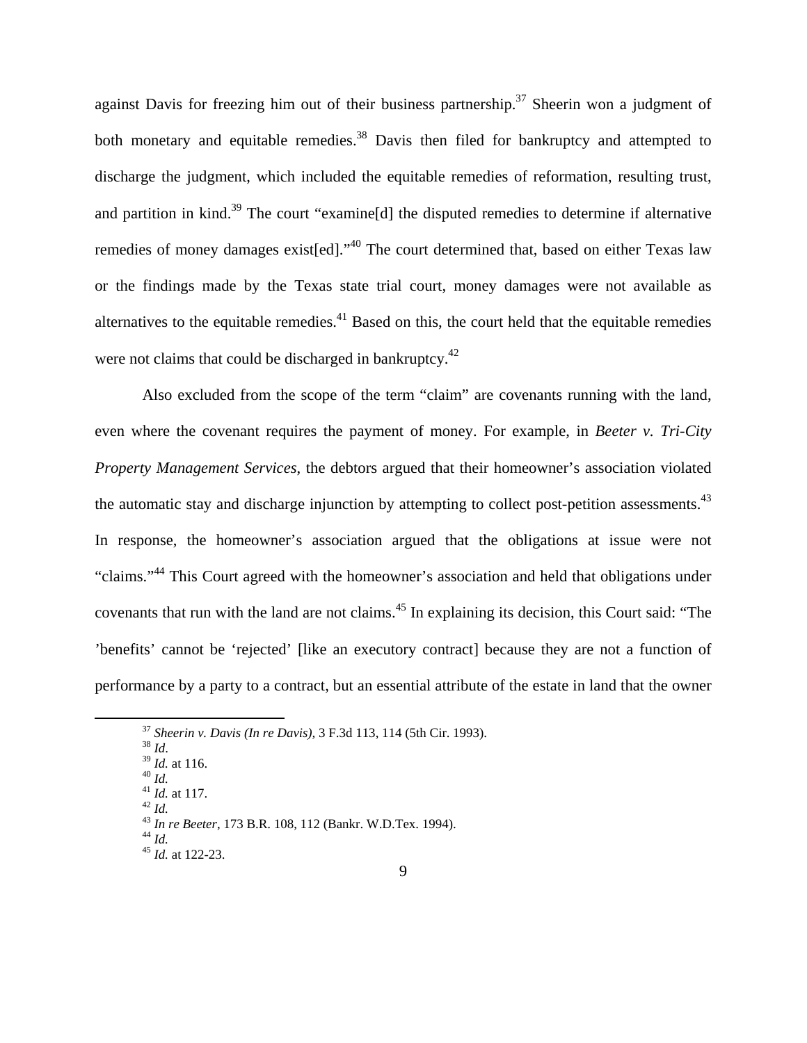against Davis for freezing him out of their business partnership.[37] Sheerin won a judgment of both monetary and equitable remedies.[38] Davis then filed for bankruptcy and attempted to discharge the judgment, which included the equitable remedies of reformation, resulting trust, and partition in kind.[39] The court "examine[d] the disputed remedies to determine if alternative remedies of money damages exist[ed]."[40] The court determined that, based on either Texas law or the findings made by the Texas state trial court, money damages were not available as alternatives to the equitable remedies.[41] Based on this, the court held that the equitable remedies were not claims that could be discharged in bankruptcy.[42]

Also excluded from the scope of the term "claim" are covenants running with the land, even where the covenant requires the payment of money. For example, in *Beeter v. Tri-City Property Management Services*, the debtors argued that their homeowner's association violated the automatic stay and discharge injunction by attempting to collect post-petition assessments.[43] In response, the homeowner's association argued that the obligations at issue were not "claims."[44] This Court agreed with the homeowner's association and held that obligations under covenants that run with the land are not claims.[45] In explaining its decision, this Court said: "The 'benefits' cannot be 'rejected' [like an executory contract] because they are not a function of performance by a party to a contract, but an essential attribute of the estate in land that the owner

---

[37] *Sheerin v. Davis (In re Davis)*, 3 F.3d 113, 114 (5th Cir. 1993).
[38] *Id*.
[39] *Id.* at 116.
[40] *Id.*
[41] *Id.* at 117.
[42] *Id.*
[43] *In re Beeter*, 173 B.R. 108, 112 (Bankr. W.D.Tex. 1994).
[44] *Id.*
[45] *Id.* at 122-23.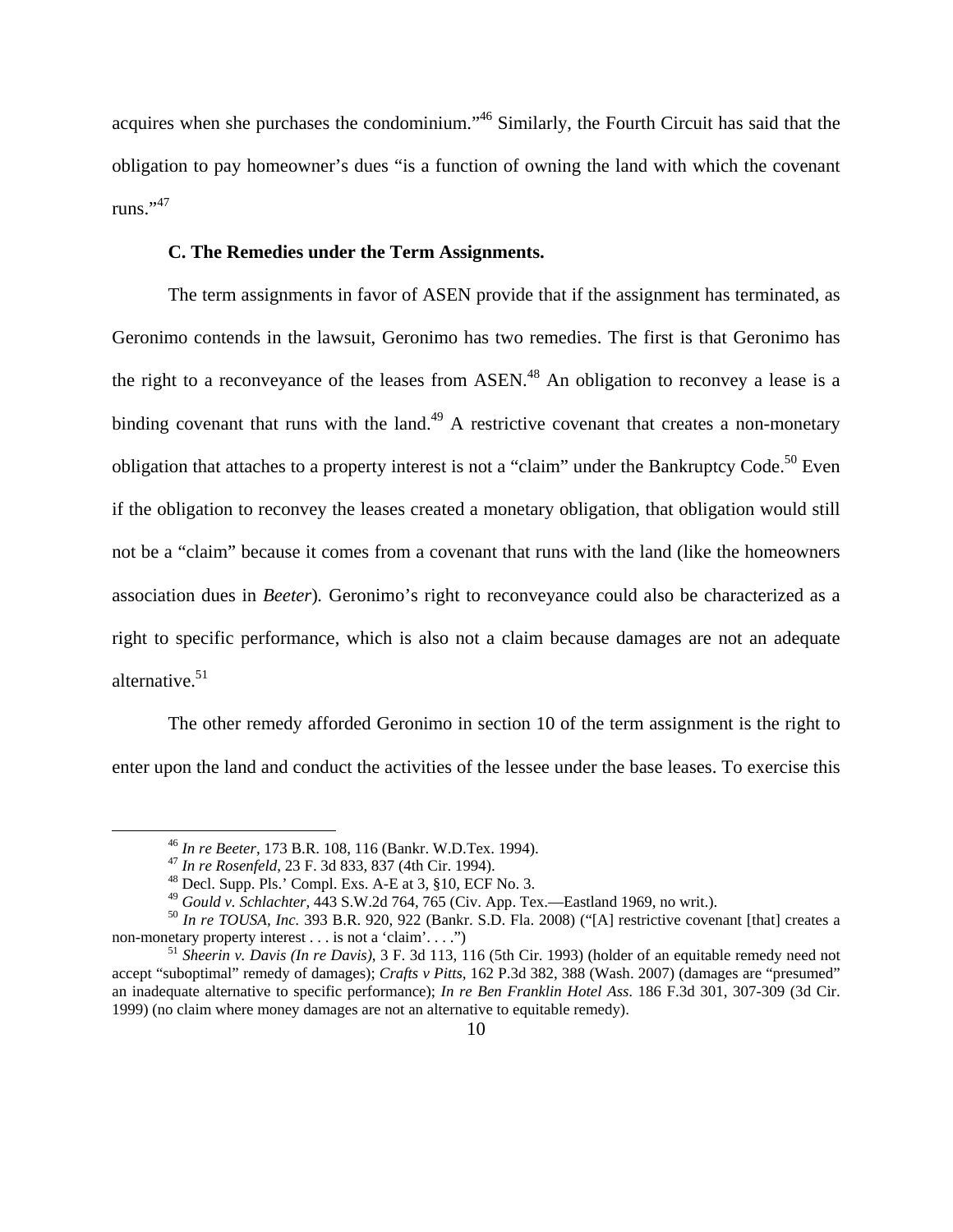acquires when she purchases the condominium."[46] Similarly, the Fourth Circuit has said that the obligation to pay homeowner's dues "is a function of owning the land with which the covenant runs."[47]

### C. The Remedies under the Term Assignments.

The term assignments in favor of ASEN provide that if the assignment has terminated, as Geronimo contends in the lawsuit, Geronimo has two remedies. The first is that Geronimo has the right to a reconveyance of the leases from ASEN.[48] An obligation to reconvey a lease is a binding covenant that runs with the land.[49] A restrictive covenant that creates a non-monetary obligation that attaches to a property interest is not a "claim" under the Bankruptcy Code.[50] Even if the obligation to reconvey the leases created a monetary obligation, that obligation would still not be a "claim" because it comes from a covenant that runs with the land (like the homeowners association dues in *Beeter*). Geronimo's right to reconveyance could also be characterized as a right to specific performance, which is also not a claim because damages are not an adequate alternative.[51]

The other remedy afforded Geronimo in section 10 of the term assignment is the right to enter upon the land and conduct the activities of the lessee under the base leases. To exercise this

---

[46] *In re Beeter*, 173 B.R. 108, 116 (Bankr. W.D.Tex. 1994).

[47] *In re Rosenfeld*, 23 F. 3d 833, 837 (4th Cir. 1994).

[48] Decl. Supp. Pls.' Compl. Exs. A-E at 3, §10, ECF No. 3.

[49] *Gould v. Schlachter*, 443 S.W.2d 764, 765 (Civ. App. Tex.—Eastland 1969, no writ.).

[50] *In re TOUSA, Inc.* 393 B.R. 920, 922 (Bankr. S.D. Fla. 2008) ("[A] restrictive covenant [that] creates a non-monetary property interest . . . is not a 'claim'. . . .")

[51] *Sheerin v. Davis (In re Davis)*, 3 F. 3d 113, 116 (5th Cir. 1993) (holder of an equitable remedy need not accept "suboptimal" remedy of damages); *Crafts v Pitts*, 162 P.3d 382, 388 (Wash. 2007) (damages are "presumed" an inadequate alternative to specific performance); *In re Ben Franklin Hotel Ass.* 186 F.3d 301, 307-309 (3d Cir. 1999) (no claim where money damages are not an alternative to equitable remedy).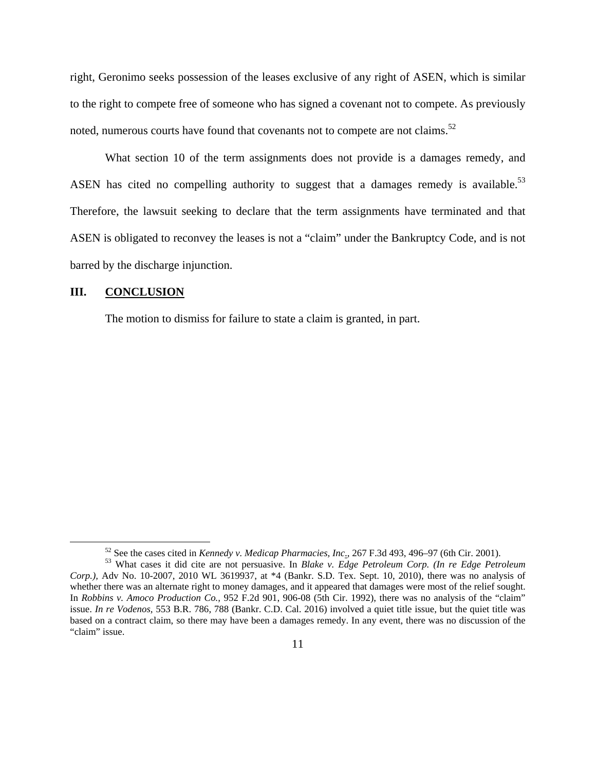right, Geronimo seeks possession of the leases exclusive of any right of ASEN, which is similar to the right to compete free of someone who has signed a covenant not to compete. As previously noted, numerous courts have found that covenants not to compete are not claims.[52]

What section 10 of the term assignments does not provide is a damages remedy, and ASEN has cited no compelling authority to suggest that a damages remedy is available.[53] Therefore, the lawsuit seeking to declare that the term assignments have terminated and that ASEN is obligated to reconvey the leases is not a "claim" under the Bankruptcy Code, and is not barred by the discharge injunction.

## III. CONCLUSION

The motion to dismiss for failure to state a claim is granted, in part.

---

[52] See the cases cited in *Kennedy v. Medicap Pharmacies, Inc.*, 267 F.3d 493, 496–97 (6th Cir. 2001).

[53] What cases it did cite are not persuasive. In *Blake v. Edge Petroleum Corp. (In re Edge Petroleum Corp.)*, Adv No. 10-2007, 2010 WL 3619937, at *4 (Bankr. S.D. Tex. Sept. 10, 2010), there was no analysis of whether there was an alternate right to money damages, and it appeared that damages were most of the relief sought. In *Robbins v. Amoco Production Co.*, 952 F.2d 901, 906-08 (5th Cir. 1992), there was no analysis of the "claim" issue. *In re Vodenos*, 553 B.R. 786, 788 (Bankr. C.D. Cal. 2016) involved a quiet title issue, but the quiet title was based on a contract claim, so there may have been a damages remedy. In any event, there was no discussion of the "claim" issue.